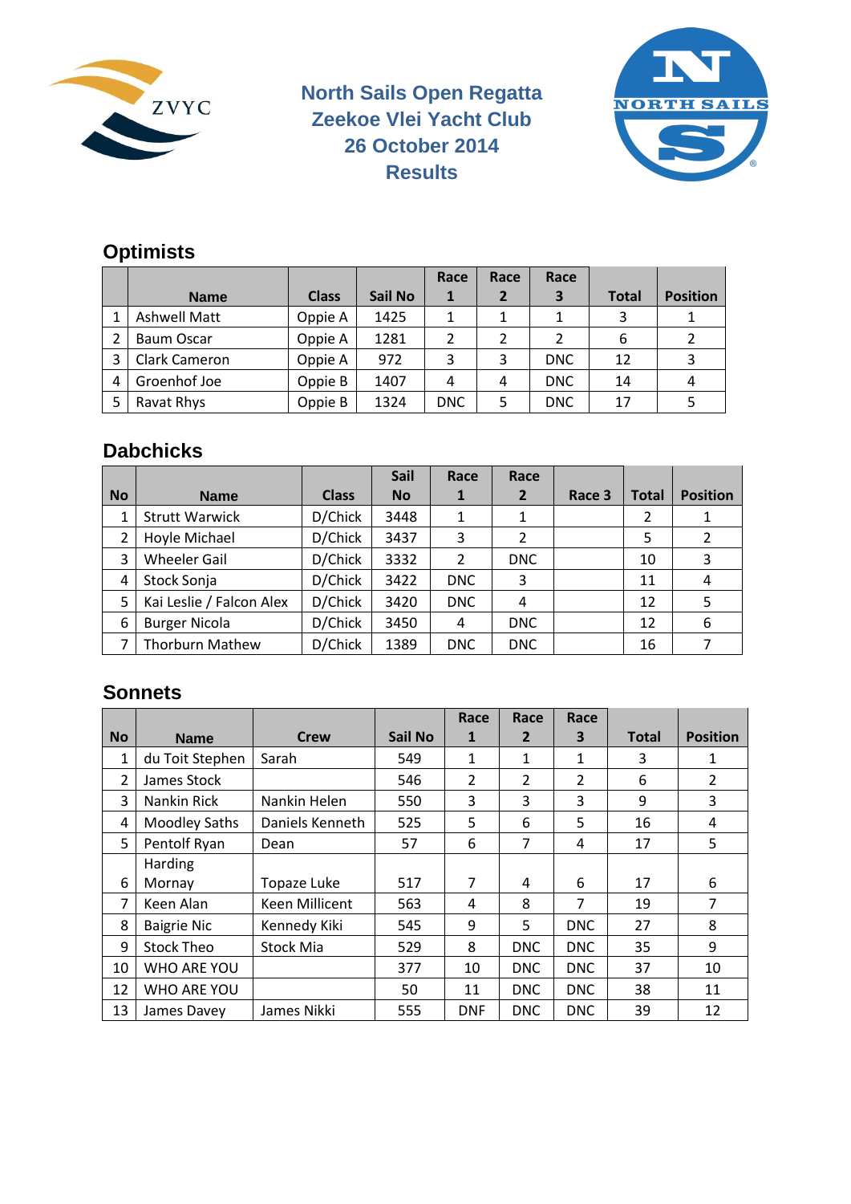# North Sails Open Regatta
# Zeekoe Vlei Yacht Club
# 26 October 2014
# Results

## Optimists

| | Name | Class | Sail No | Race 1 | Race 2 | Race 3 | Total | Position |
|---|---|---|---|---|---|---|---|---|
| 1 | Ashwell Matt | Oppie A | 1425 | 1 | 1 | 1 | 3 | 1 |
| 2 | Baum Oscar | Oppie A | 1281 | 2 | 2 | 2 | 6 | 2 |
| 3 | Clark Cameron | Oppie A | 972 | 3 | 3 | DNC | 12 | 3 |
| 4 | Groenhof Joe | Oppie B | 1407 | 4 | 4 | DNC | 14 | 4 |
| 5 | Ravat Rhys | Oppie B | 1324 | DNC | 5 | DNC | 17 | 5 |

## Dabchicks

| No | Name | Class | Sail No | Race 1 | Race 2 | Race 3 | Total | Position |
|---|---|---|---|---|---|---|---|---|
| 1 | Strutt Warwick | D/Chick | 3448 | 1 | 1 | | 2 | 1 |
| 2 | Hoyle Michael | D/Chick | 3437 | 3 | 2 | | 5 | 2 |
| 3 | Wheeler Gail | D/Chick | 3332 | 2 | DNC | | 10 | 3 |
| 4 | Stock Sonja | D/Chick | 3422 | DNC | 3 | | 11 | 4 |
| 5 | Kai Leslie / Falcon Alex | D/Chick | 3420 | DNC | 4 | | 12 | 5 |
| 6 | Burger Nicola | D/Chick | 3450 | 4 | DNC | | 12 | 6 |
| 7 | Thorburn Mathew | D/Chick | 1389 | DNC | DNC | | 16 | 7 |

## Sonnets

| No | Name | Crew | Sail No | Race 1 | Race 2 | Race 3 | Total | Position |
|---|---|---|---|---|---|---|---|---|
| 1 | du Toit Stephen | Sarah | 549 | 1 | 1 | 1 | 3 | 1 |
| 2 | James Stock | | 546 | 2 | 2 | 2 | 6 | 2 |
| 3 | Nankin Rick | Nankin Helen | 550 | 3 | 3 | 3 | 9 | 3 |
| 4 | Moodley Saths | Daniels Kenneth | 525 | 5 | 6 | 5 | 16 | 4 |
| 5 | Pentolf Ryan | Dean | 57 | 6 | 7 | 4 | 17 | 5 |
| 6 | Harding Mornay | Topaze Luke | 517 | 7 | 4 | 6 | 17 | 6 |
| 7 | Keen Alan | Keen Millicent | 563 | 4 | 8 | 7 | 19 | 7 |
| 8 | Baigrie Nic | Kennedy Kiki | 545 | 9 | 5 | DNC | 27 | 8 |
| 9 | Stock Theo | Stock Mia | 529 | 8 | DNC | DNC | 35 | 9 |
| 10 | WHO ARE YOU | | 377 | 10 | DNC | DNC | 37 | 10 |
| 12 | WHO ARE YOU | | 50 | 11 | DNC | DNC | 38 | 11 |
| 13 | James Davey | James Nikki | 555 | DNF | DNC | DNC | 39 | 12 |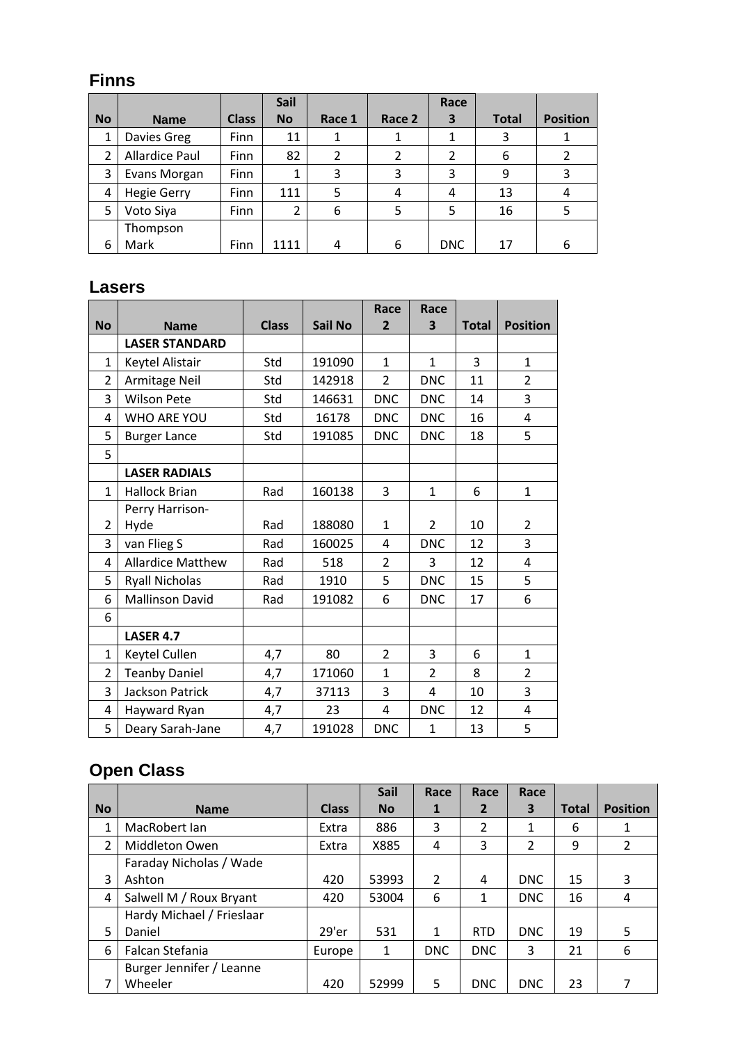## Finns

| No | Name | Class | Sail No | Race 1 | Race 2 | Race 3 | Total | Position |
|---|---|---|---|---|---|---|---|---|
| 1 | Davies Greg | Finn | 11 | 1 | 1 | 1 | 3 | 1 |
| 2 | Allardice Paul | Finn | 82 | 2 | 2 | 2 | 6 | 2 |
| 3 | Evans Morgan | Finn | 1 | 3 | 3 | 3 | 9 | 3 |
| 4 | Hegie Gerry | Finn | 111 | 5 | 4 | 4 | 13 | 4 |
| 5 | Voto Siya | Finn | 2 | 6 | 5 | 5 | 16 | 5 |
| 6 | Thompson Mark | Finn | 1111 | 4 | 6 | DNC | 17 | 6 |

## Lasers

| No | Name | Class | Sail No | Race 2 | Race 3 | Total | Position |
|---|---|---|---|---|---|---|---|
| | **LASER STANDARD** | | | | | | |
| 1 | Keytel Alistair | Std | 191090 | 1 | 1 | 3 | 1 |
| 2 | Armitage Neil | Std | 142918 | 2 | DNC | 11 | 2 |
| 3 | Wilson Pete | Std | 146631 | DNC | DNC | 14 | 3 |
| 4 | WHO ARE YOU | Std | 16178 | DNC | DNC | 16 | 4 |
| 5 | Burger Lance | Std | 191085 | DNC | DNC | 18 | 5 |
| 5 | | | | | | | |
| | **LASER RADIALS** | | | | | | |
| 1 | Hallock Brian | Rad | 160138 | 3 | 1 | 6 | 1 |
| 2 | Perry Harrison-Hyde | Rad | 188080 | 1 | 2 | 10 | 2 |
| 3 | van Flieg S | Rad | 160025 | 4 | DNC | 12 | 3 |
| 4 | Allardice Matthew | Rad | 518 | 2 | 3 | 12 | 4 |
| 5 | Ryall Nicholas | Rad | 1910 | 5 | DNC | 15 | 5 |
| 6 | Mallinson David | Rad | 191082 | 6 | DNC | 17 | 6 |
| 6 | | | | | | | |
| | **LASER 4.7** | | | | | | |
| 1 | Keytel Cullen | 4,7 | 80 | 2 | 3 | 6 | 1 |
| 2 | Teanby Daniel | 4,7 | 171060 | 1 | 2 | 8 | 2 |
| 3 | Jackson Patrick | 4,7 | 37113 | 3 | 4 | 10 | 3 |
| 4 | Hayward Ryan | 4,7 | 23 | 4 | DNC | 12 | 4 |
| 5 | Deary Sarah-Jane | 4,7 | 191028 | DNC | 1 | 13 | 5 |

## Open Class

| No | Name | Class | Sail No | Race 1 | Race 2 | Race 3 | Total | Position |
|---|---|---|---|---|---|---|---|---|
| 1 | MacRobert Ian | Extra | 886 | 3 | 2 | 1 | 6 | 1 |
| 2 | Middleton Owen | Extra | X885 | 4 | 3 | 2 | 9 | 2 |
| 3 | Faraday Nicholas / Wade Ashton | 420 | 53993 | 2 | 4 | DNC | 15 | 3 |
| 4 | Salwell M / Roux Bryant | 420 | 53004 | 6 | 1 | DNC | 16 | 4 |
| 5 | Hardy Michael / Frieslaar Daniel | 29'er | 531 | 1 | RTD | DNC | 19 | 5 |
| 6 | Falcan Stefania | Europe | 1 | DNC | DNC | 3 | 21 | 6 |
| 7 | Burger Jennifer / Leanne Wheeler | 420 | 52999 | 5 | DNC | DNC | 23 | 7 |